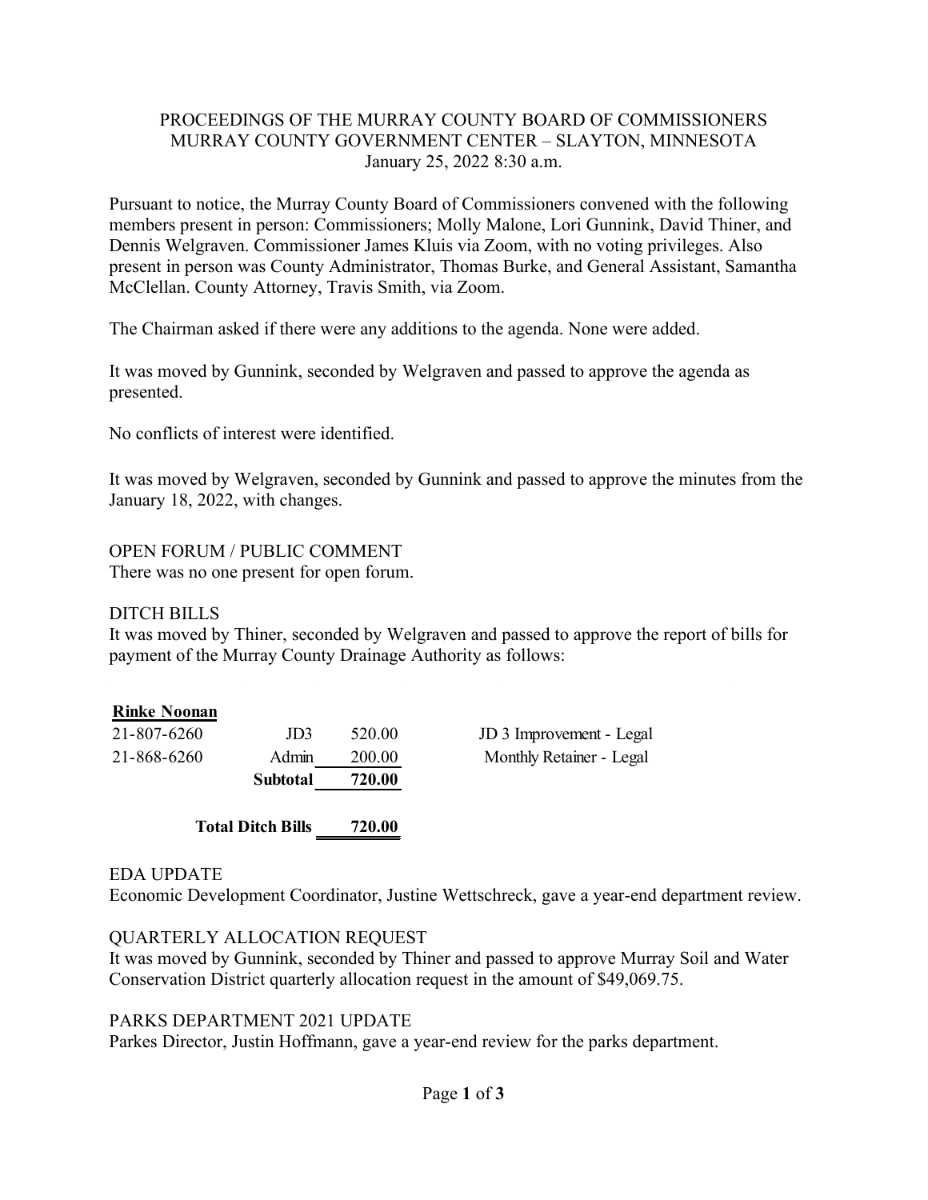PROCEEDINGS OF THE MURRAY COUNTY BOARD OF COMMISSIONERS
MURRAY COUNTY GOVERNMENT CENTER – SLAYTON, MINNESOTA
January 25, 2022 8:30 a.m.

Pursuant to notice, the Murray County Board of Commissioners convened with the following members present in person: Commissioners; Molly Malone, Lori Gunnink, David Thiner, and Dennis Welgraven. Commissioner James Kluis via Zoom, with no voting privileges. Also present in person was County Administrator, Thomas Burke, and General Assistant, Samantha McClellan. County Attorney, Travis Smith, via Zoom.

The Chairman asked if there were any additions to the agenda. None were added.

It was moved by Gunnink, seconded by Welgraven and passed to approve the agenda as presented.

No conflicts of interest were identified.

It was moved by Welgraven, seconded by Gunnink and passed to approve the minutes from the January 18, 2022, with changes.

OPEN FORUM / PUBLIC COMMENT
There was no one present for open forum.

DITCH BILLS
It was moved by Thiner, seconded by Welgraven and passed to approve the report of bills for payment of the Murray County Drainage Authority as follows:

| **Rinke Noonan** | | | |
|---|---|---|---|
| 21-807-6260 | JD3 | 520.00 | JD 3 Improvement - Legal |
| 21-868-6260 | Admin | 200.00 | Monthly Retainer - Legal |
| | **Subtotal** | **720.00** | |
| | **Total Ditch Bills** | **720.00** | |

EDA UPDATE
Economic Development Coordinator, Justine Wettschreck, gave a year-end department review.

QUARTERLY ALLOCATION REQUEST
It was moved by Gunnink, seconded by Thiner and passed to approve Murray Soil and Water Conservation District quarterly allocation request in the amount of $49,069.75.

PARKS DEPARTMENT 2021 UPDATE
Parkes Director, Justin Hoffmann, gave a year-end review for the parks department.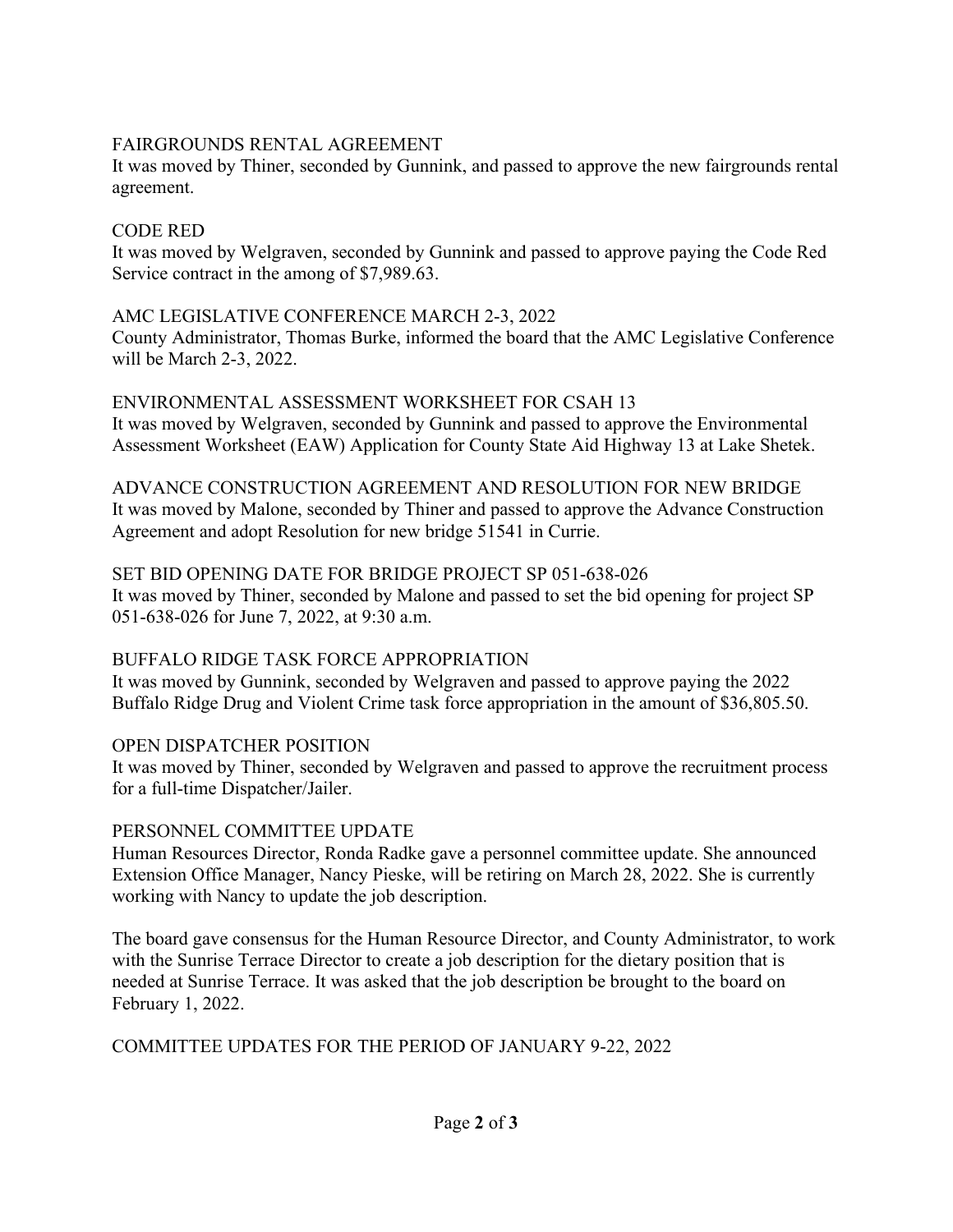## FAIRGROUNDS RENTAL AGREEMENT

It was moved by Thiner, seconded by Gunnink, and passed to approve the new fairgrounds rental agreement.

## CODE RED

It was moved by Welgraven, seconded by Gunnink and passed to approve paying the Code Red Service contract in the among of $7,989.63.

## AMC LEGISLATIVE CONFERENCE MARCH 2-3, 2022

County Administrator, Thomas Burke, informed the board that the AMC Legislative Conference will be March 2-3, 2022.

## ENVIRONMENTAL ASSESSMENT WORKSHEET FOR CSAH 13

It was moved by Welgraven, seconded by Gunnink and passed to approve the Environmental Assessment Worksheet (EAW) Application for County State Aid Highway 13 at Lake Shetek.

## ADVANCE CONSTRUCTION AGREEMENT AND RESOLUTION FOR NEW BRIDGE

It was moved by Malone, seconded by Thiner and passed to approve the Advance Construction Agreement and adopt Resolution for new bridge 51541 in Currie.

## SET BID OPENING DATE FOR BRIDGE PROJECT SP 051-638-026

It was moved by Thiner, seconded by Malone and passed to set the bid opening for project SP 051-638-026 for June 7, 2022, at 9:30 a.m.

## BUFFALO RIDGE TASK FORCE APPROPRIATION

It was moved by Gunnink, seconded by Welgraven and passed to approve paying the 2022 Buffalo Ridge Drug and Violent Crime task force appropriation in the amount of $36,805.50.

## OPEN DISPATCHER POSITION

It was moved by Thiner, seconded by Welgraven and passed to approve the recruitment process for a full-time Dispatcher/Jailer.

## PERSONNEL COMMITTEE UPDATE

Human Resources Director, Ronda Radke gave a personnel committee update. She announced Extension Office Manager, Nancy Pieske, will be retiring on March 28, 2022. She is currently working with Nancy to update the job description.

The board gave consensus for the Human Resource Director, and County Administrator, to work with the Sunrise Terrace Director to create a job description for the dietary position that is needed at Sunrise Terrace. It was asked that the job description be brought to the board on February 1, 2022.

## COMMITTEE UPDATES FOR THE PERIOD OF JANUARY 9-22, 2022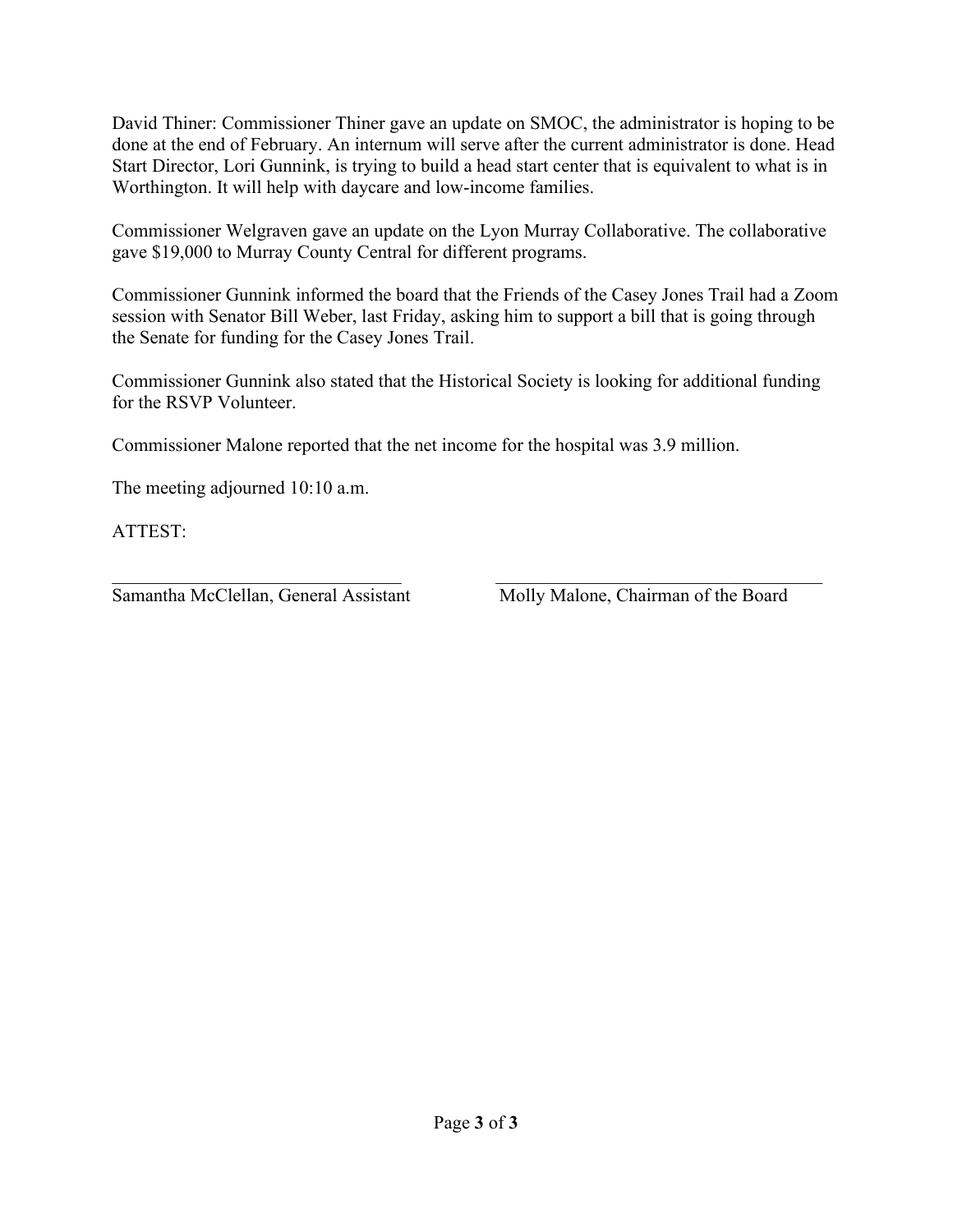David Thiner: Commissioner Thiner gave an update on SMOC, the administrator is hoping to be done at the end of February. An internum will serve after the current administrator is done. Head Start Director, Lori Gunnink, is trying to build a head start center that is equivalent to what is in Worthington. It will help with daycare and low-income families.

Commissioner Welgraven gave an update on the Lyon Murray Collaborative. The collaborative gave $19,000 to Murray County Central for different programs.

Commissioner Gunnink informed the board that the Friends of the Casey Jones Trail had a Zoom session with Senator Bill Weber, last Friday, asking him to support a bill that is going through the Senate for funding for the Casey Jones Trail.

Commissioner Gunnink also stated that the Historical Society is looking for additional funding for the RSVP Volunteer.

Commissioner Malone reported that the net income for the hospital was 3.9 million.

The meeting adjourned 10:10 a.m.

ATTEST:

\_\_\_\_\_\_\_\_\_\_\_\_\_\_\_\_\_\_\_\_\_\_\_\_\_\_\_\_\_\_\_\_
Samantha McClellan, General Assistant

\_\_\_\_\_\_\_\_\_\_\_\_\_\_\_\_\_\_\_\_\_\_\_\_\_\_\_\_\_\_\_\_
Molly Malone, Chairman of the Board